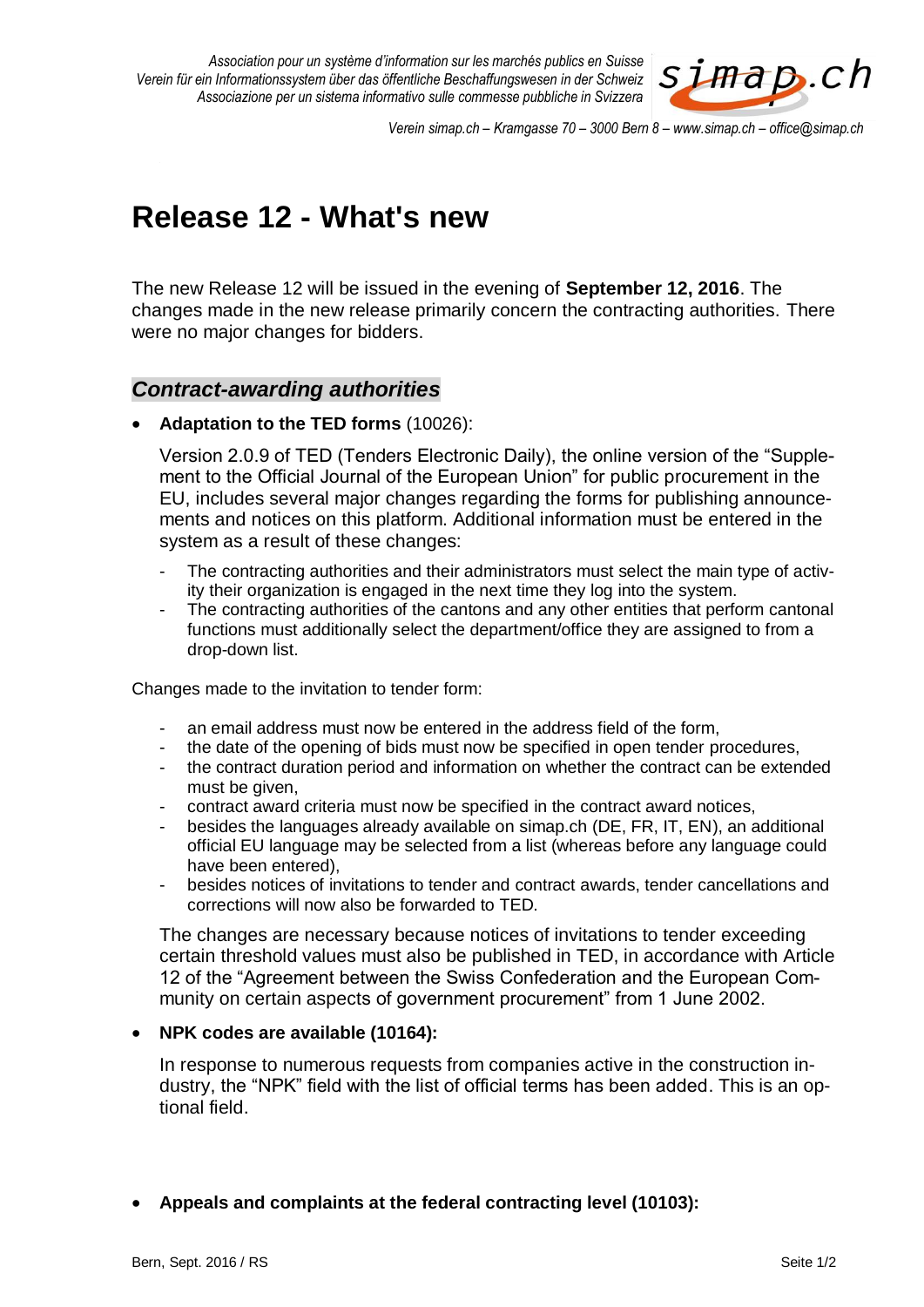Association pour un système d'information sur les marchés publics en Suisse
Verein für ein Informationssystem über das öffentliche Beschaffungswesen in der Schweiz
Associazione per un sistema informativo sulle commesse pubbliche in Svizzera

Verein simap.ch – Kramgasse 70 – 3000 Bern 8 – www.simap.ch – office@simap.ch

# Release 12 - What's new

The new Release 12 will be issued in the evening of **September 12, 2016**. The changes made in the new release primarily concern the contracting authorities. There were no major changes for bidders.

## *Contract-awarding authorities*

- **Adaptation to the TED forms** (10026):

  Version 2.0.9 of TED (Tenders Electronic Daily), the online version of the "Supplement to the Official Journal of the European Union" for public procurement in the EU, includes several major changes regarding the forms for publishing announcements and notices on this platform. Additional information must be entered in the system as a result of these changes:

  - The contracting authorities and their administrators must select the main type of activity their organization is engaged in the next time they log into the system.
  - The contracting authorities of the cantons and any other entities that perform cantonal functions must additionally select the department/office they are assigned to from a drop-down list.

Changes made to the invitation to tender form:

- an email address must now be entered in the address field of the form,
- the date of the opening of bids must now be specified in open tender procedures,
- the contract duration period and information on whether the contract can be extended must be given,
- contract award criteria must now be specified in the contract award notices,
- besides the languages already available on simap.ch (DE, FR, IT, EN), an additional official EU language may be selected from a list (whereas before any language could have been entered),
- besides notices of invitations to tender and contract awards, tender cancellations and corrections will now also be forwarded to TED.

  The changes are necessary because notices of invitations to tender exceeding certain threshold values must also be published in TED, in accordance with Article 12 of the "Agreement between the Swiss Confederation and the European Community on certain aspects of government procurement" from 1 June 2002.

- **NPK codes are available (10164):**

  In response to numerous requests from companies active in the construction industry, the "NPK" field with the list of official terms has been added. This is an optional field.

- **Appeals and complaints at the federal contracting level (10103):**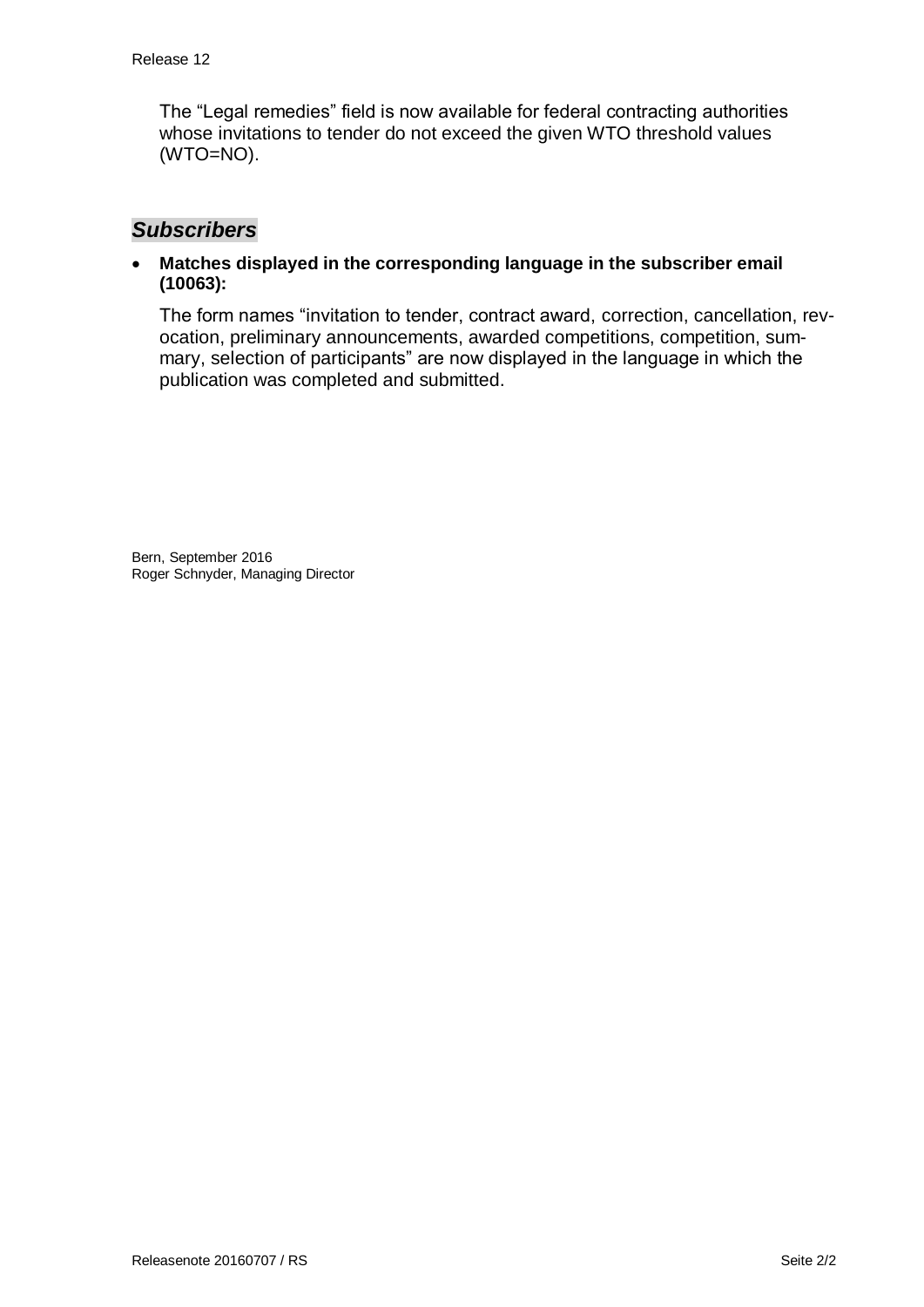The “Legal remedies” field is now available for federal contracting authorities whose invitations to tender do not exceed the given WTO threshold values (WTO=NO).

## *Subscribers*

- **Matches displayed in the corresponding language in the subscriber email (10063):**

  The form names “invitation to tender, contract award, correction, cancellation, revocation, preliminary announcements, awarded competitions, competition, summary, selection of participants” are now displayed in the language in which the publication was completed and submitted.

Bern, September 2016
Roger Schnyder, Managing Director